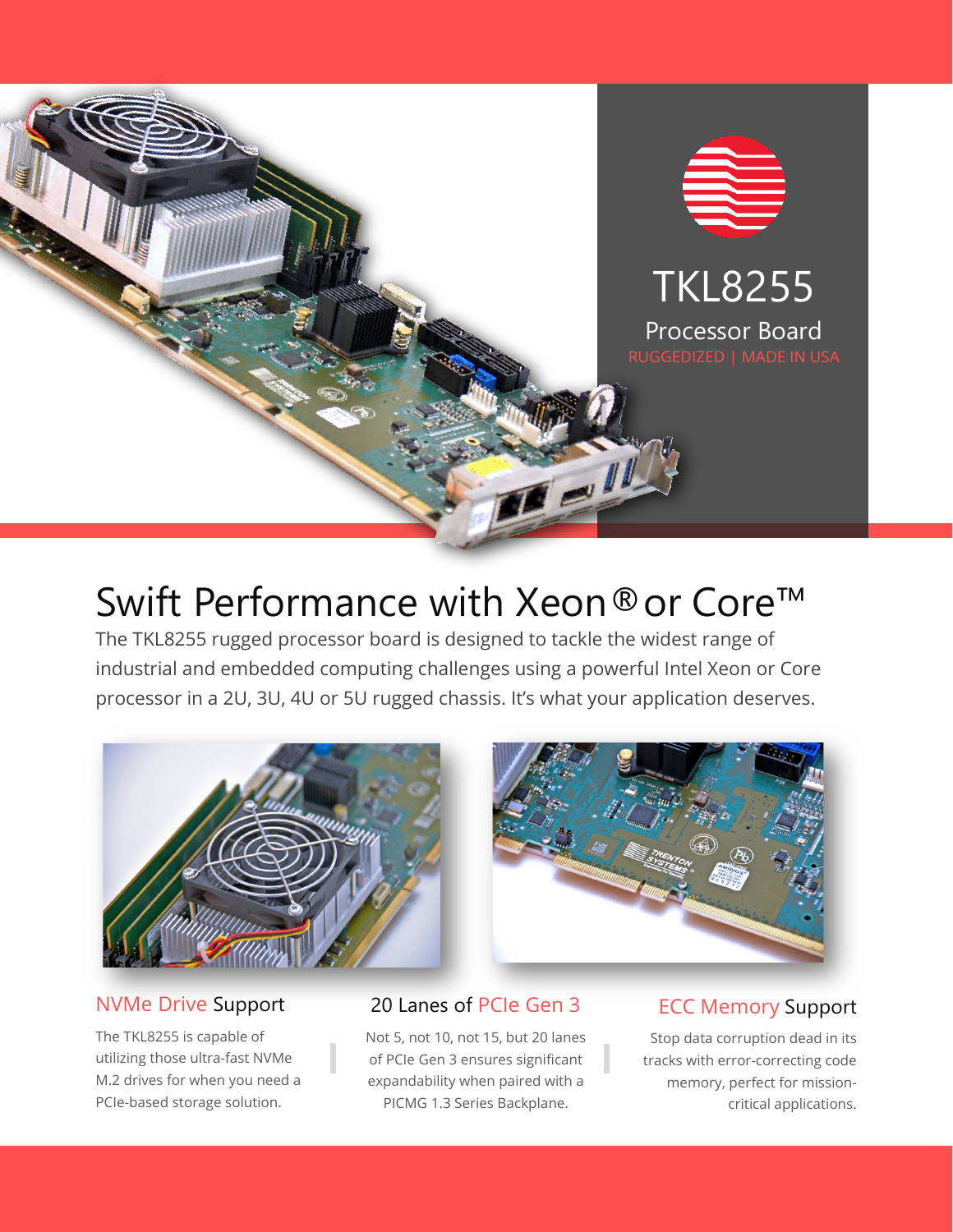# TKL8255

## Processor Board

RUGGEDIZED | MADE IN USA

# Swift Performance with Xeon® or Core™

The TKL8255 rugged processor board is designed to tackle the widest range of industrial and embedded computing challenges using a powerful Intel Xeon or Core processor in a 2U, 3U, 4U or 5U rugged chassis. It's what your application deserves.

### NVMe Drive Support

The TKL8255 is capable of utilizing those ultra-fast NVMe M.2 drives for when you need a PCIe-based storage solution.

### 20 Lanes of PCIe Gen 3

Not 5, not 10, not 15, but 20 lanes of PCIe Gen 3 ensures significant expandability when paired with a PICMG 1.3 Series Backplane.

### ECC Memory Support

Stop data corruption dead in its tracks with error-correcting code memory, perfect for mission-critical applications.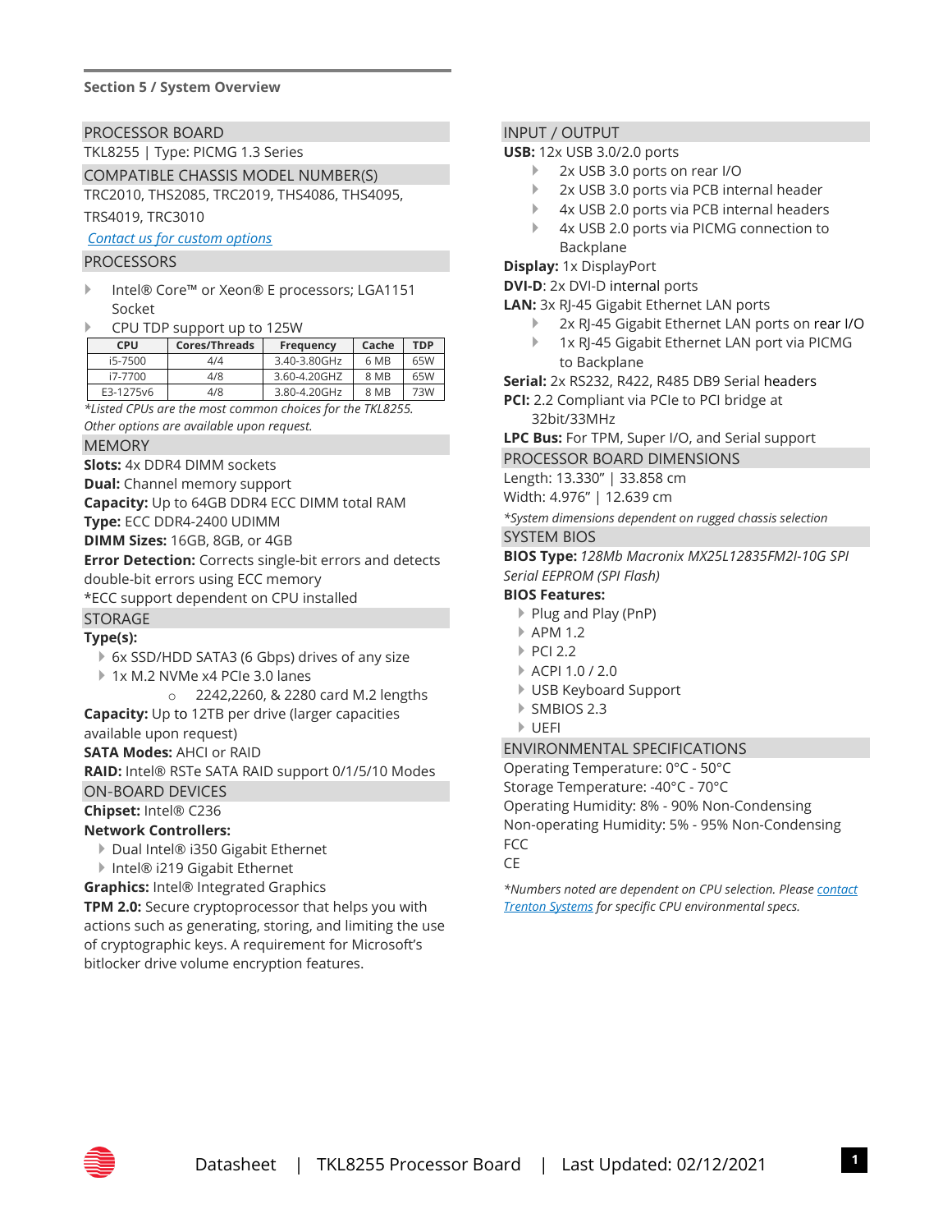## Section 5 / System Overview

### PROCESSOR BOARD

TKL8255 | Type: PICMG 1.3 Series

### COMPATIBLE CHASSIS MODEL NUMBER(S)

TRC2010, THS2085, TRC2019, THS4086, THS4095, TRS4019, TRC3010

[Contact us for custom options]

### PROCESSORS

- Intel® Core™ or Xeon® E processors; LGA1151 Socket
- CPU TDP support up to 125W

| CPU | Cores/Threads | Frequency | Cache | TDP |
|---|---|---|---|---|
| i5-7500 | 4/4 | 3.40-3.80GHz | 6 MB | 65W |
| i7-7700 | 4/8 | 3.60-4.20GHZ | 8 MB | 65W |
| E3-1275v6 | 4/8 | 3.80-4.20GHz | 8 MB | 73W |

*\*Listed CPUs are the most common choices for the TKL8255. Other options are available upon request.*

### MEMORY

**Slots:** 4x DDR4 DIMM sockets
**Dual:** Channel memory support
**Capacity:** Up to 64GB DDR4 ECC DIMM total RAM
**Type:** ECC DDR4-2400 UDIMM
**DIMM Sizes:** 16GB, 8GB, or 4GB
**Error Detection:** Corrects single-bit errors and detects double-bit errors using ECC memory
*ECC support dependent on CPU installed

### STORAGE

**Type(s):**

- 6x SSD/HDD SATA3 (6 Gbps) drives of any size
- 1x M.2 NVMe x4 PCIe 3.0 lanes
    - 2242,2260, & 2280 card M.2 lengths

**Capacity:** Up to 12TB per drive (larger capacities available upon request)
**SATA Modes:** AHCI or RAID
**RAID:** Intel® RSTe SATA RAID support 0/1/5/10 Modes

### ON-BOARD DEVICES

**Chipset:** Intel® C236
**Network Controllers:**

- Dual Intel® i350 Gigabit Ethernet
- Intel® i219 Gigabit Ethernet

**Graphics:** Intel® Integrated Graphics
**TPM 2.0:** Secure cryptoprocessor that helps you with actions such as generating, storing, and limiting the use of cryptographic keys. A requirement for Microsoft's bitlocker drive volume encryption features.

### INPUT / OUTPUT

**USB:** 12x USB 3.0/2.0 ports

- 2x USB 3.0 ports on rear I/O
- 2x USB 3.0 ports via PCB internal header
- 4x USB 2.0 ports via PCB internal headers
- 4x USB 2.0 ports via PICMG connection to Backplane

**Display:** 1x DisplayPort
**DVI-D**: 2x DVI-D internal ports
**LAN:** 3x RJ-45 Gigabit Ethernet LAN ports

- 2x RJ-45 Gigabit Ethernet LAN ports on rear I/O
- 1x RJ-45 Gigabit Ethernet LAN port via PICMG to Backplane

**Serial:** 2x RS232, R422, R485 DB9 Serial headers
**PCI:** 2.2 Compliant via PCIe to PCI bridge at 32bit/33MHz
**LPC Bus:** For TPM, Super I/O, and Serial support

### PROCESSOR BOARD DIMENSIONS

Length: 13.330" | 33.858 cm
Width: 4.976" | 12.639 cm

*\*System dimensions dependent on rugged chassis selection*

### SYSTEM BIOS

**BIOS Type:** *128Mb Macronix MX25L12835FM2I-10G SPI Serial EEPROM (SPI Flash)*
**BIOS Features:**

- Plug and Play (PnP)
- APM 1.2
- PCI 2.2
- ACPI 1.0 / 2.0
- USB Keyboard Support
- SMBIOS 2.3
- UEFI

### ENVIRONMENTAL SPECIFICATIONS

Operating Temperature: 0°C - 50°C
Storage Temperature: -40°C - 70°C
Operating Humidity: 8% - 90% Non-Condensing
Non-operating Humidity: 5% - 95% Non-Condensing
FCC
CE

*\*Numbers noted are dependent on CPU selection. Please [contact Trenton Systems] for specific CPU environmental specs.*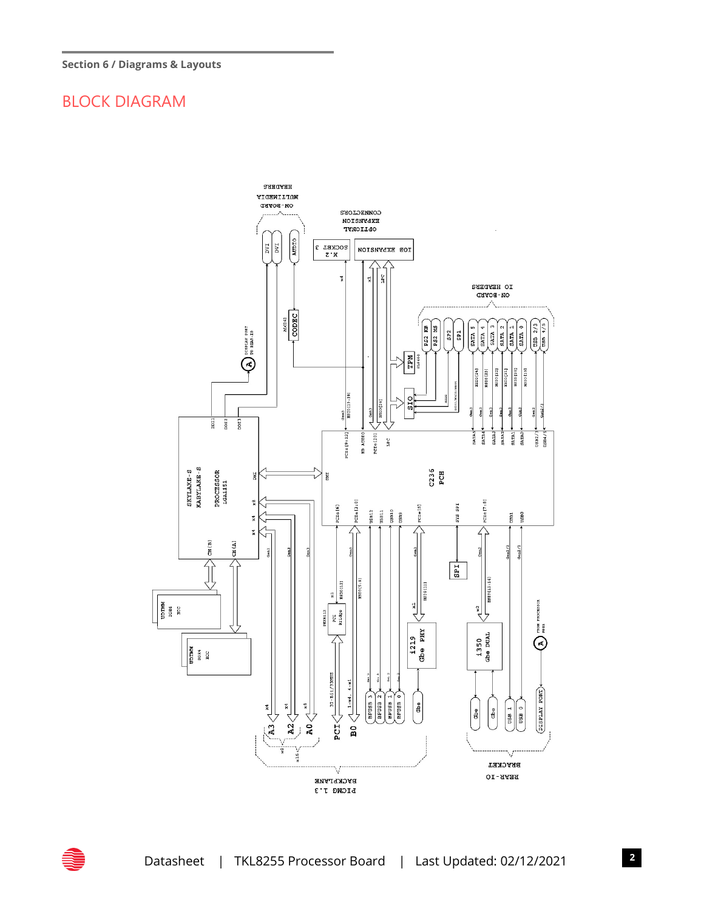# BLOCK DIAGRAM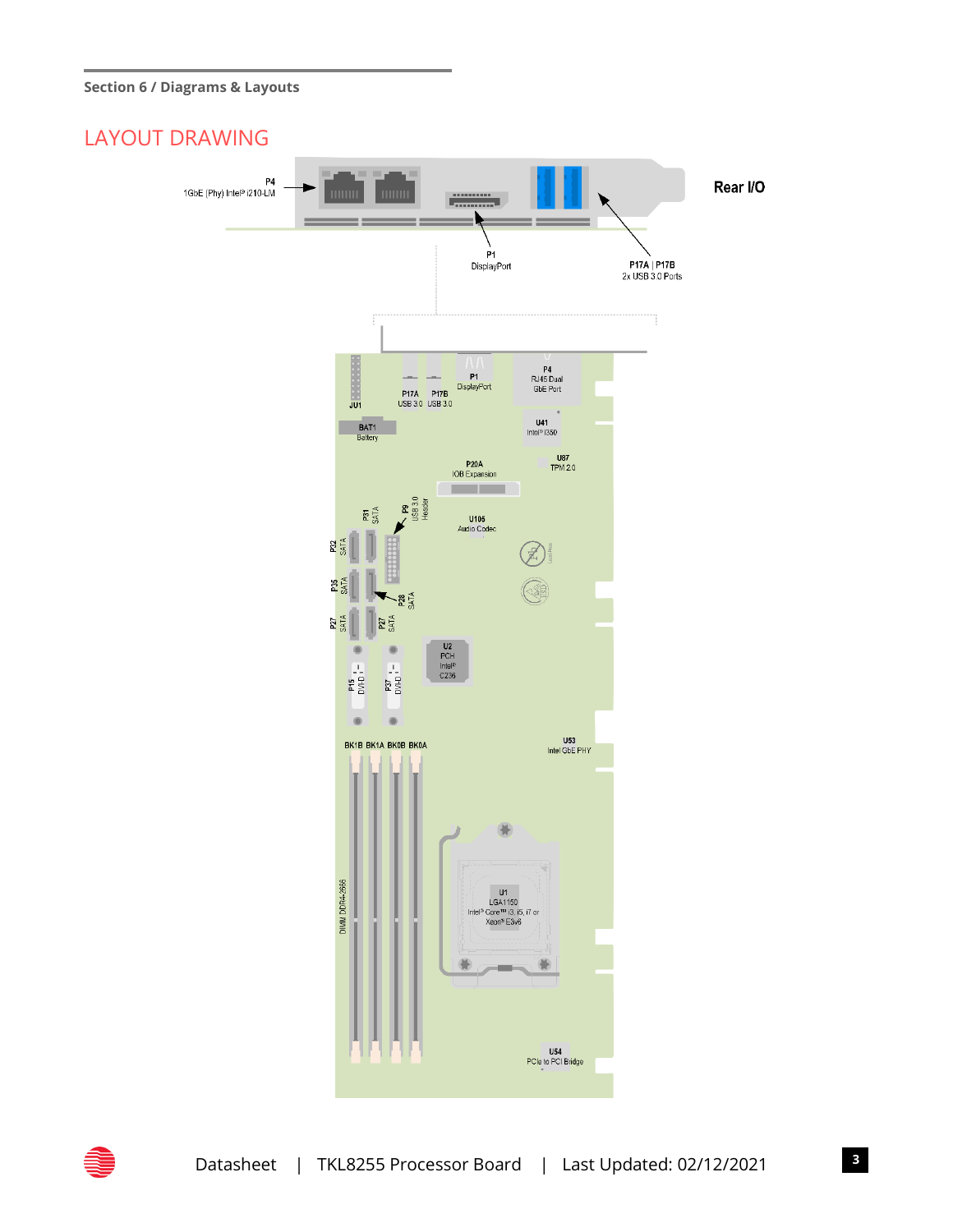## LAYOUT DRAWING

Rear I/O

P4
1GbE (Phy) Intel® i210-LM

P1
DisplayPort

P17A | P17B
2x USB 3.0 Ports

JU1

P17A
USB 3.0

P17B
USB 3.0

P1
DisplayPort

P4
RJ45 Dual
GbE Port

BAT1
Battery

U41
Intel® I350

U87
TPM 2.0

P20A
IOB Expansion

P31
SATA

P9
USB 3.0
Header

U105
Audio Codec

P32
SATA

P35
SATA

P28
SATA

P27
SATA

P27
SATA

U2
PCH
Intel®
C236

P15
DVI-D

P37
DVI-D

BK1B BK1A BK0B BK0A

U53
Intel GbE PHY

DIMM DDR4-2666

U1
LGA1150
Intel® Core™ i3, i5, i7 or
Xeon® E3v6

U54
PCIe to PCI Bridge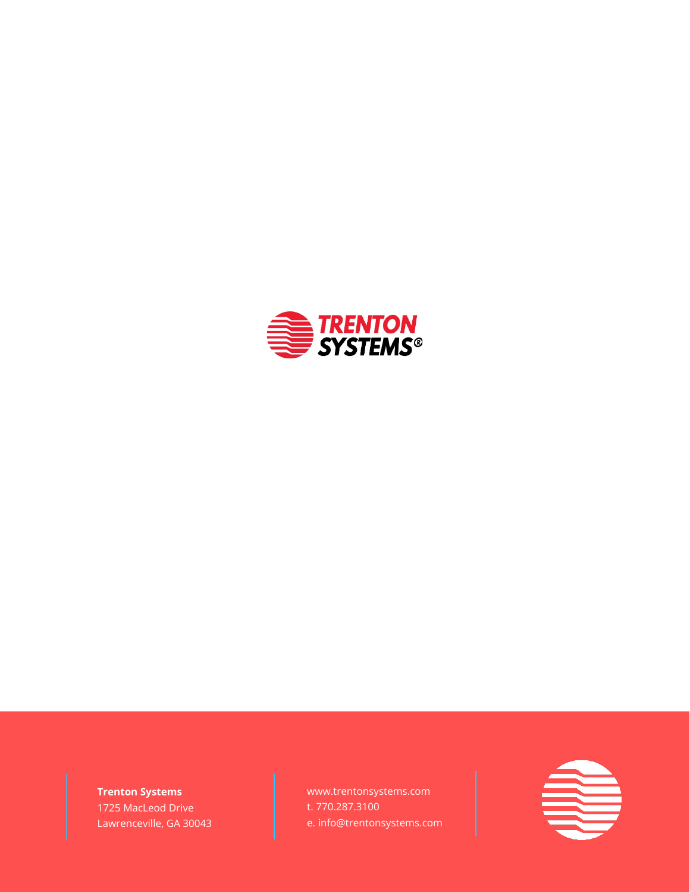TRENTON SYSTEMS®

**Trenton Systems**
1725 MacLeod Drive
Lawrenceville, GA 30043

www.trentonsystems.com
t. 770.287.3100
e. info@trentonsystems.com